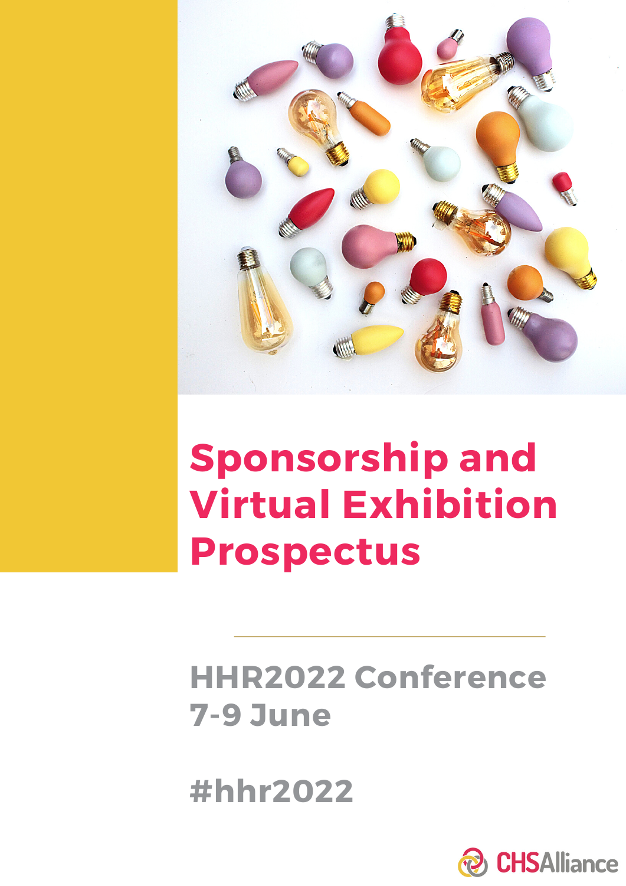# Sponsorship and Virtual Exhibition Prospectus

## HHR2022 Conference 7-9 June

#hhr2022

CHSAlliance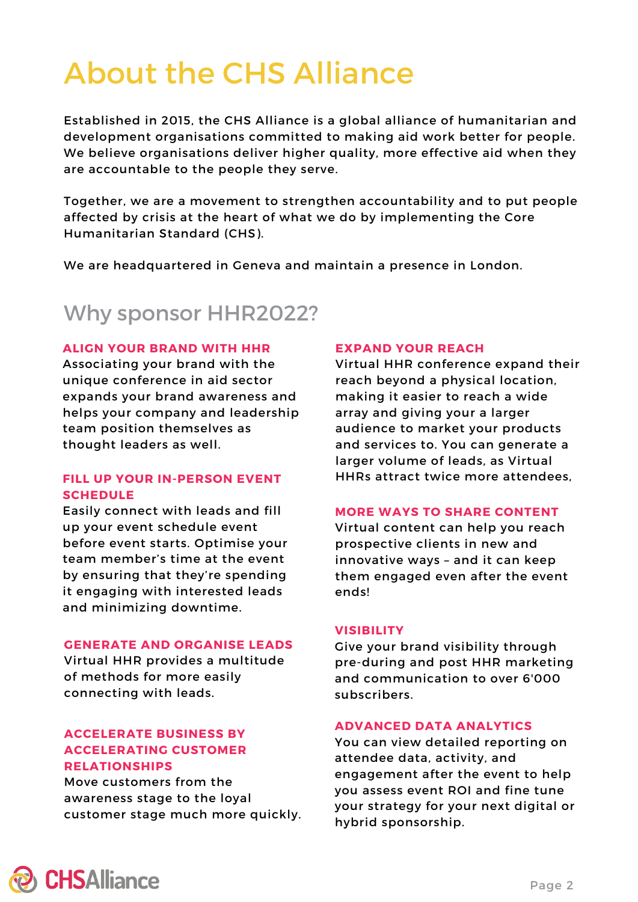# About the CHS Alliance

Established in 2015, the CHS Alliance is a global alliance of humanitarian and development organisations committed to making aid work better for people. We believe organisations deliver higher quality, more effective aid when they are accountable to the people they serve.

Together, we are a movement to strengthen accountability and to put people affected by crisis at the heart of what we do by implementing the Core Humanitarian Standard (CHS).

We are headquartered in Geneva and maintain a presence in London.

## Why sponsor HHR2022?

### ALIGN YOUR BRAND WITH HHR

Associating your brand with the unique conference in aid sector expands your brand awareness and helps your company and leadership team position themselves as thought leaders as well.

### FILL UP YOUR IN-PERSON EVENT SCHEDULE

Easily connect with leads and fill up your event schedule event before event starts. Optimise your team member's time at the event by ensuring that they're spending it engaging with interested leads and minimizing downtime.

### GENERATE AND ORGANISE LEADS

Virtual HHR provides a multitude of methods for more easily connecting with leads.

### ACCELERATE BUSINESS BY ACCELERATING CUSTOMER RELATIONSHIPS

Move customers from the awareness stage to the loyal customer stage much more quickly.

### EXPAND YOUR REACH

Virtual HHR conference expand their reach beyond a physical location, making it easier to reach a wide array and giving your a larger audience to market your products and services to. You can generate a larger volume of leads, as Virtual HHRs attract twice more attendees,

### MORE WAYS TO SHARE CONTENT

Virtual content can help you reach prospective clients in new and innovative ways – and it can keep them engaged even after the event ends!

### VISIBILITY

Give your brand visibility through pre-during and post HHR marketing and communication to over 6'000 subscribers.

### ADVANCED DATA ANALYTICS

You can view detailed reporting on attendee data, activity, and engagement after the event to help you assess event ROI and fine tune your strategy for your next digital or hybrid sponsorship.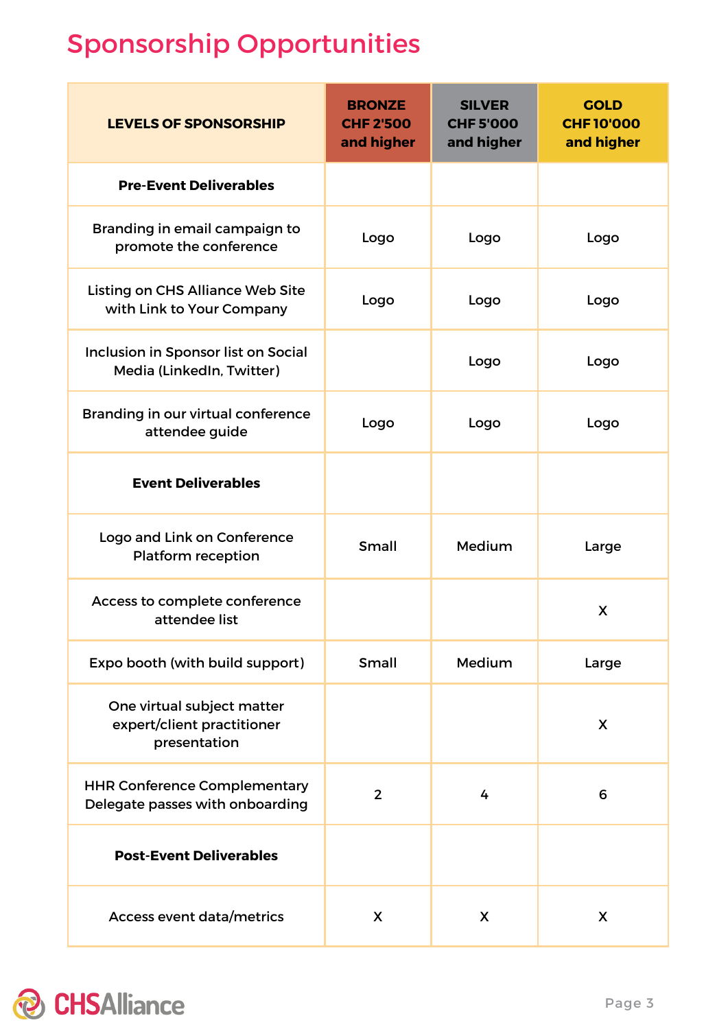# Sponsorship Opportunities

| LEVELS OF SPONSORSHIP | BRONZE CHF 2'500 and higher | SILVER CHF 5'000 and higher | GOLD CHF 10'000 and higher |
|---|---|---|---|
| **Pre-Event Deliverables** | | | |
| Branding in email campaign to promote the conference | Logo | Logo | Logo |
| Listing on CHS Alliance Web Site with Link to Your Company | Logo | Logo | Logo |
| Inclusion in Sponsor list on Social Media (LinkedIn, Twitter) | | Logo | Logo |
| Branding in our virtual conference attendee guide | Logo | Logo | Logo |
| **Event Deliverables** | | | |
| Logo and Link on Conference Platform reception | Small | Medium | Large |
| Access to complete conference attendee list | | | X |
| Expo booth (with build support) | Small | Medium | Large |
| One virtual subject matter expert/client practitioner presentation | | | X |
| HHR Conference Complementary Delegate passes with onboarding | 2 | 4 | 6 |
| **Post-Event Deliverables** | | | |
| Access event data/metrics | X | X | X |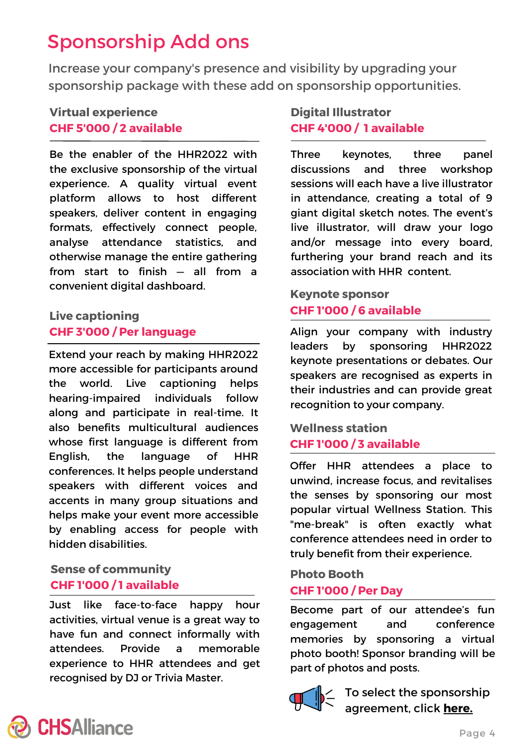# Sponsorship Add ons

Increase your company's presence and visibility by upgrading your sponsorship package with these add on sponsorship opportunities.

### Virtual experience
**CHF 5'000 / 2 available**

Be the enabler of the HHR2022 with the exclusive sponsorship of the virtual experience. A quality virtual event platform allows to host different speakers, deliver content in engaging formats, effectively connect people, analyse attendance statistics, and otherwise manage the entire gathering from start to finish — all from a convenient digital dashboard.

### Live captioning
**CHF 3'000 / Per language**

Extend your reach by making HHR2022 more accessible for participants around the world. Live captioning helps hearing-impaired individuals follow along and participate in real-time. It also benefits multicultural audiences whose first language is different from English, the language of HHR conferences. It helps people understand speakers with different voices and accents in many group situations and helps make your event more accessible by enabling access for people with hidden disabilities.

### Sense of community
**CHF 1'000 / 1 available**

Just like face-to-face happy hour activities, virtual venue is a great way to have fun and connect informally with attendees. Provide a memorable experience to HHR attendees and get recognised by DJ or Trivia Master.

### Digital Illustrator
**CHF 4'000 / 1 available**

Three keynotes, three panel discussions and three workshop sessions will each have a live illustrator in attendance, creating a total of 9 giant digital sketch notes. The event's live illustrator, will draw your logo and/or message into every board, furthering your brand reach and its association with HHR content.

### Keynote sponsor
**CHF 1'000 / 6 available**

Align your company with industry leaders by sponsoring HHR2022 keynote presentations or debates. Our speakers are recognised as experts in their industries and can provide great recognition to your company.

### Wellness station
**CHF 1'000 / 3 available**

Offer HHR attendees a place to unwind, increase focus, and revitalises the senses by sponsoring our most popular virtual Wellness Station. This "me-break" is often exactly what conference attendees need in order to truly benefit from their experience.

### Photo Booth
**CHF 1'000 / Per Day**

Become part of our attendee's fun engagement and conference memories by sponsoring a virtual photo booth! Sponsor branding will be part of photos and posts.

To select the sponsorship agreement, click **here.**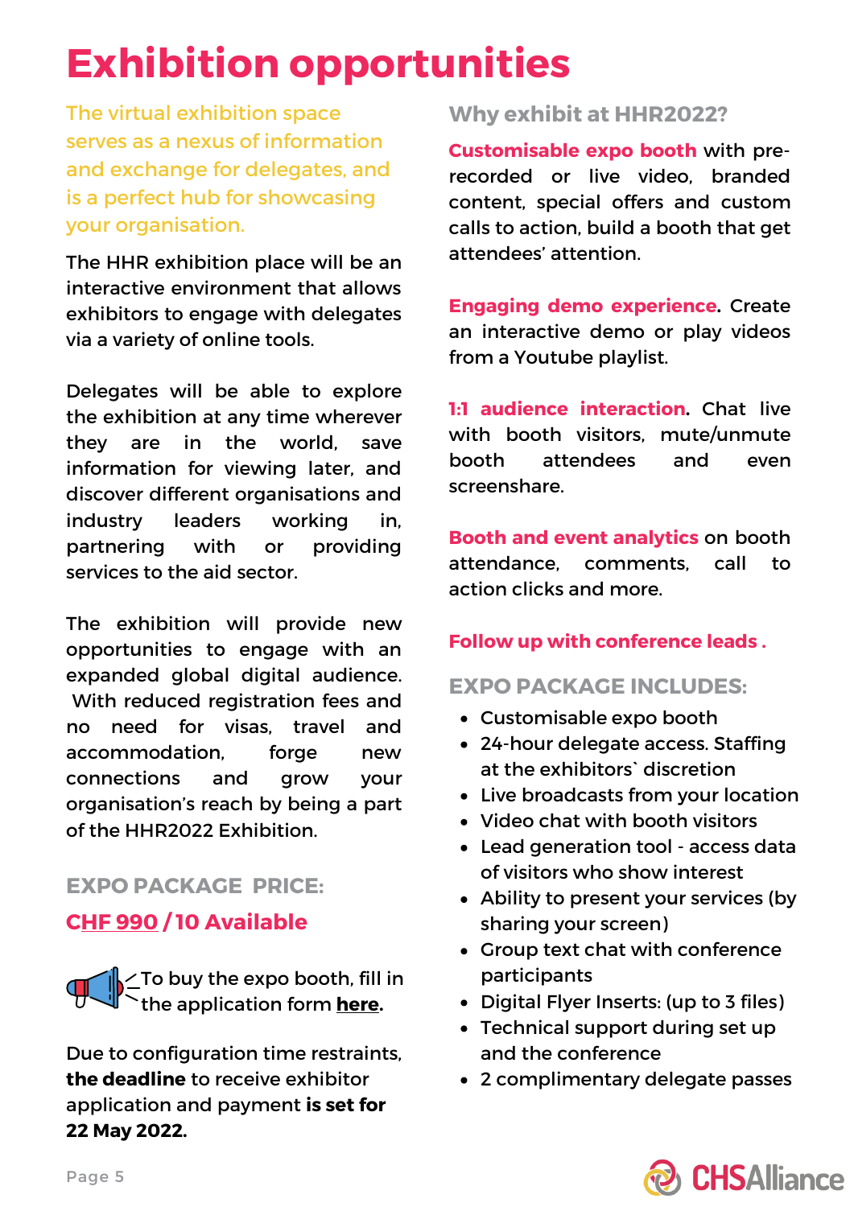# Exhibition opportunities

The virtual exhibition space serves as a nexus of information and exchange for delegates, and is a perfect hub for showcasing your organisation.

The HHR exhibition place will be an interactive environment that allows exhibitors to engage with delegates via a variety of online tools.

Delegates will be able to explore the exhibition at any time wherever they are in the world, save information for viewing later, and discover different organisations and industry leaders working in, partnering with or providing services to the aid sector.

The exhibition will provide new opportunities to engage with an expanded global digital audience. With reduced registration fees and no need for visas, travel and accommodation, forge new connections and grow your organisation's reach by being a part of the HHR2022 Exhibition.

### EXPO PACKAGE PRICE:

**CHF 990 / 10 Available**

To buy the expo booth, fill in the application form **here**.

Due to configuration time restraints, **the deadline** to receive exhibitor application and payment **is set for 22 May 2022.**

### Why exhibit at HHR2022?

**Customisable expo booth** with pre-recorded or live video, branded content, special offers and custom calls to action, build a booth that get attendees' attention.

**Engaging demo experience.** Create an interactive demo or play videos from a Youtube playlist.

**1:1 audience interaction.** Chat live with booth visitors, mute/unmute booth attendees and even screenshare.

**Booth and event analytics** on booth attendance, comments, call to action clicks and more.

**Follow up with conference leads .**

### EXPO PACKAGE INCLUDES:

- Customisable expo booth
- 24-hour delegate access. Staffing at the exhibitors` discretion
- Live broadcasts from your location
- Video chat with booth visitors
- Lead generation tool - access data of visitors who show interest
- Ability to present your services (by sharing your screen)
- Group text chat with conference participants
- Digital Flyer Inserts: (up to 3 files)
- Technical support during set up and the conference
- 2 complimentary delegate passes